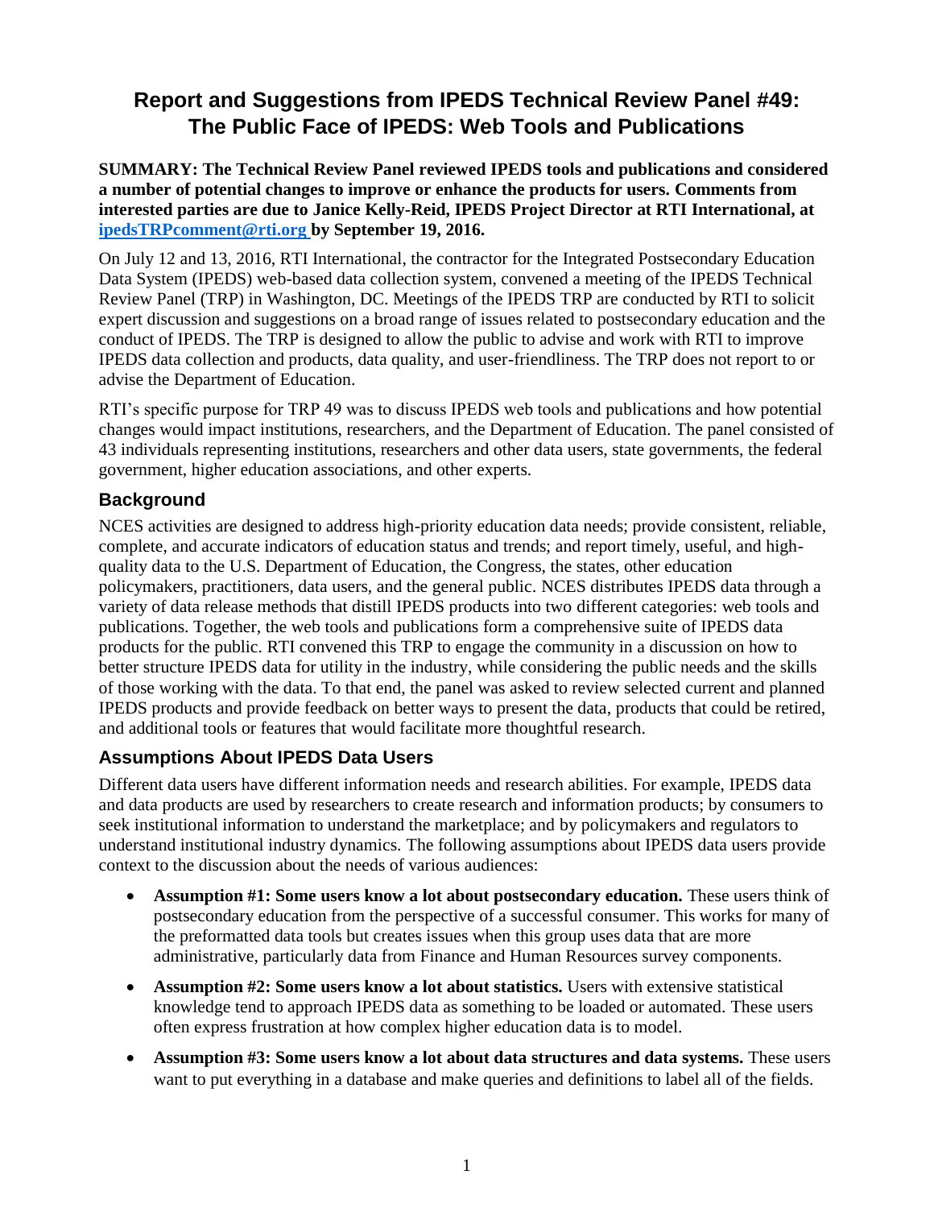# Report and Suggestions from IPEDS Technical Review Panel #49: The Public Face of IPEDS: Web Tools and Publications

**SUMMARY: The Technical Review Panel reviewed IPEDS tools and publications and considered a number of potential changes to improve or enhance the products for users. Comments from interested parties are due to Janice Kelly-Reid, IPEDS Project Director at RTI International, at ipedsTRPcomment@rti.org by September 19, 2016.**

On July 12 and 13, 2016, RTI International, the contractor for the Integrated Postsecondary Education Data System (IPEDS) web-based data collection system, convened a meeting of the IPEDS Technical Review Panel (TRP) in Washington, DC. Meetings of the IPEDS TRP are conducted by RTI to solicit expert discussion and suggestions on a broad range of issues related to postsecondary education and the conduct of IPEDS. The TRP is designed to allow the public to advise and work with RTI to improve IPEDS data collection and products, data quality, and user-friendliness. The TRP does not report to or advise the Department of Education.

RTI's specific purpose for TRP 49 was to discuss IPEDS web tools and publications and how potential changes would impact institutions, researchers, and the Department of Education. The panel consisted of 43 individuals representing institutions, researchers and other data users, state governments, the federal government, higher education associations, and other experts.

## Background

NCES activities are designed to address high-priority education data needs; provide consistent, reliable, complete, and accurate indicators of education status and trends; and report timely, useful, and high-quality data to the U.S. Department of Education, the Congress, the states, other education policymakers, practitioners, data users, and the general public. NCES distributes IPEDS data through a variety of data release methods that distill IPEDS products into two different categories: web tools and publications. Together, the web tools and publications form a comprehensive suite of IPEDS data products for the public. RTI convened this TRP to engage the community in a discussion on how to better structure IPEDS data for utility in the industry, while considering the public needs and the skills of those working with the data. To that end, the panel was asked to review selected current and planned IPEDS products and provide feedback on better ways to present the data, products that could be retired, and additional tools or features that would facilitate more thoughtful research.

## Assumptions About IPEDS Data Users

Different data users have different information needs and research abilities. For example, IPEDS data and data products are used by researchers to create research and information products; by consumers to seek institutional information to understand the marketplace; and by policymakers and regulators to understand institutional industry dynamics. The following assumptions about IPEDS data users provide context to the discussion about the needs of various audiences:

- **Assumption #1: Some users know a lot about postsecondary education.** These users think of postsecondary education from the perspective of a successful consumer. This works for many of the preformatted data tools but creates issues when this group uses data that are more administrative, particularly data from Finance and Human Resources survey components.
- **Assumption #2: Some users know a lot about statistics.** Users with extensive statistical knowledge tend to approach IPEDS data as something to be loaded or automated. These users often express frustration at how complex higher education data is to model.
- **Assumption #3: Some users know a lot about data structures and data systems.** These users want to put everything in a database and make queries and definitions to label all of the fields.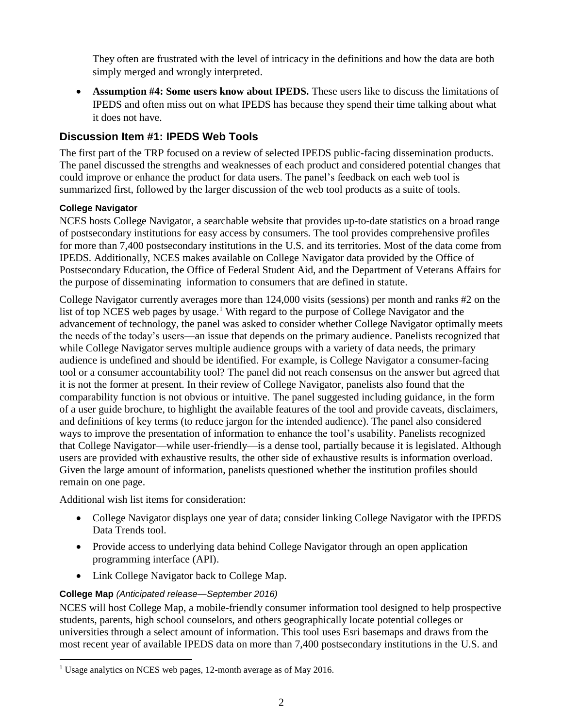They often are frustrated with the level of intricacy in the definitions and how the data are both simply merged and wrongly interpreted.

- **Assumption #4: Some users know about IPEDS.** These users like to discuss the limitations of IPEDS and often miss out on what IPEDS has because they spend their time talking about what it does not have.

## Discussion Item #1: IPEDS Web Tools

The first part of the TRP focused on a review of selected IPEDS public-facing dissemination products. The panel discussed the strengths and weaknesses of each product and considered potential changes that could improve or enhance the product for data users. The panel's feedback on each web tool is summarized first, followed by the larger discussion of the web tool products as a suite of tools.

### College Navigator

NCES hosts College Navigator, a searchable website that provides up-to-date statistics on a broad range of postsecondary institutions for easy access by consumers. The tool provides comprehensive profiles for more than 7,400 postsecondary institutions in the U.S. and its territories. Most of the data come from IPEDS. Additionally, NCES makes available on College Navigator data provided by the Office of Postsecondary Education, the Office of Federal Student Aid, and the Department of Veterans Affairs for the purpose of disseminating information to consumers that are defined in statute.

College Navigator currently averages more than 124,000 visits (sessions) per month and ranks #2 on the list of top NCES web pages by usage.[1] With regard to the purpose of College Navigator and the advancement of technology, the panel was asked to consider whether College Navigator optimally meets the needs of the today's users—an issue that depends on the primary audience. Panelists recognized that while College Navigator serves multiple audience groups with a variety of data needs, the primary audience is undefined and should be identified. For example, is College Navigator a consumer-facing tool or a consumer accountability tool? The panel did not reach consensus on the answer but agreed that it is not the former at present. In their review of College Navigator, panelists also found that the comparability function is not obvious or intuitive. The panel suggested including guidance, in the form of a user guide brochure, to highlight the available features of the tool and provide caveats, disclaimers, and definitions of key terms (to reduce jargon for the intended audience). The panel also considered ways to improve the presentation of information to enhance the tool's usability. Panelists recognized that College Navigator—while user-friendly—is a dense tool, partially because it is legislated. Although users are provided with exhaustive results, the other side of exhaustive results is information overload. Given the large amount of information, panelists questioned whether the institution profiles should remain on one page.

Additional wish list items for consideration:

- College Navigator displays one year of data; consider linking College Navigator with the IPEDS Data Trends tool.
- Provide access to underlying data behind College Navigator through an open application programming interface (API).
- Link College Navigator back to College Map.

### College Map *(Anticipated release—September 2016)*

NCES will host College Map, a mobile-friendly consumer information tool designed to help prospective students, parents, high school counselors, and others geographically locate potential colleges or universities through a select amount of information. This tool uses Esri basemaps and draws from the most recent year of available IPEDS data on more than 7,400 postsecondary institutions in the U.S. and

[1] Usage analytics on NCES web pages, 12-month average as of May 2016.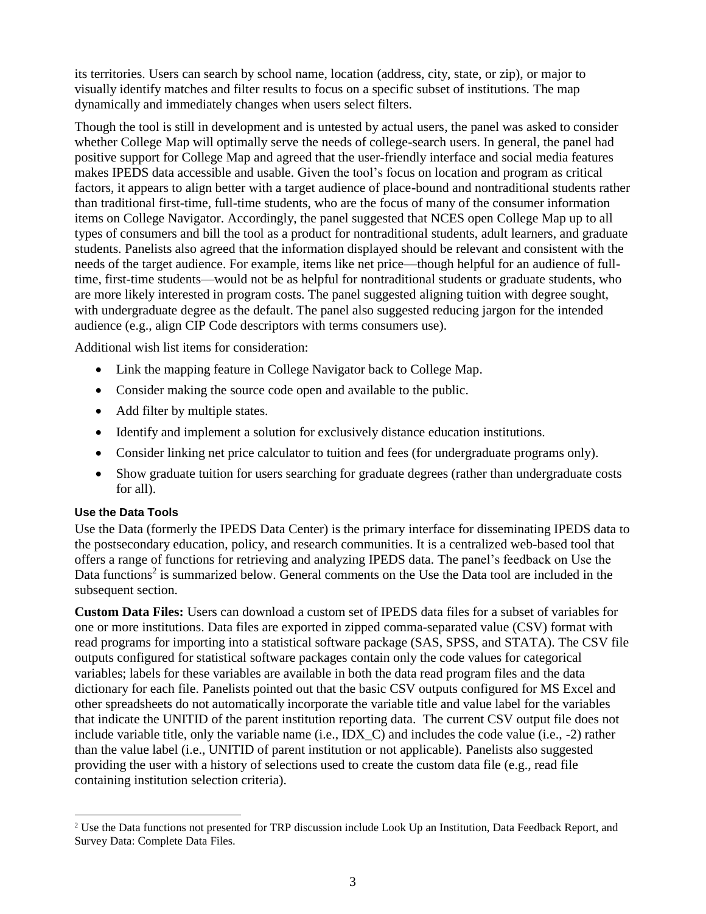its territories. Users can search by school name, location (address, city, state, or zip), or major to visually identify matches and filter results to focus on a specific subset of institutions. The map dynamically and immediately changes when users select filters.

Though the tool is still in development and is untested by actual users, the panel was asked to consider whether College Map will optimally serve the needs of college-search users. In general, the panel had positive support for College Map and agreed that the user-friendly interface and social media features makes IPEDS data accessible and usable. Given the tool's focus on location and program as critical factors, it appears to align better with a target audience of place-bound and nontraditional students rather than traditional first-time, full-time students, who are the focus of many of the consumer information items on College Navigator. Accordingly, the panel suggested that NCES open College Map up to all types of consumers and bill the tool as a product for nontraditional students, adult learners, and graduate students. Panelists also agreed that the information displayed should be relevant and consistent with the needs of the target audience. For example, items like net price—though helpful for an audience of full-time, first-time students—would not be as helpful for nontraditional students or graduate students, who are more likely interested in program costs. The panel suggested aligning tuition with degree sought, with undergraduate degree as the default. The panel also suggested reducing jargon for the intended audience (e.g., align CIP Code descriptors with terms consumers use).

Additional wish list items for consideration:

- Link the mapping feature in College Navigator back to College Map.
- Consider making the source code open and available to the public.
- Add filter by multiple states.
- Identify and implement a solution for exclusively distance education institutions.
- Consider linking net price calculator to tuition and fees (for undergraduate programs only).
- Show graduate tuition for users searching for graduate degrees (rather than undergraduate costs for all).

#### Use the Data Tools

Use the Data (formerly the IPEDS Data Center) is the primary interface for disseminating IPEDS data to the postsecondary education, policy, and research communities. It is a centralized web-based tool that offers a range of functions for retrieving and analyzing IPEDS data. The panel's feedback on Use the Data functions[2] is summarized below. General comments on the Use the Data tool are included in the subsequent section.

**Custom Data Files:** Users can download a custom set of IPEDS data files for a subset of variables for one or more institutions. Data files are exported in zipped comma-separated value (CSV) format with read programs for importing into a statistical software package (SAS, SPSS, and STATA). The CSV file outputs configured for statistical software packages contain only the code values for categorical variables; labels for these variables are available in both the data read program files and the data dictionary for each file. Panelists pointed out that the basic CSV outputs configured for MS Excel and other spreadsheets do not automatically incorporate the variable title and value label for the variables that indicate the UNITID of the parent institution reporting data. The current CSV output file does not include variable title, only the variable name (i.e., IDX_C) and includes the code value (i.e., -2) rather than the value label (i.e., UNITID of parent institution or not applicable). Panelists also suggested providing the user with a history of selections used to create the custom data file (e.g., read file containing institution selection criteria).

---

[2] Use the Data functions not presented for TRP discussion include Look Up an Institution, Data Feedback Report, and Survey Data: Complete Data Files.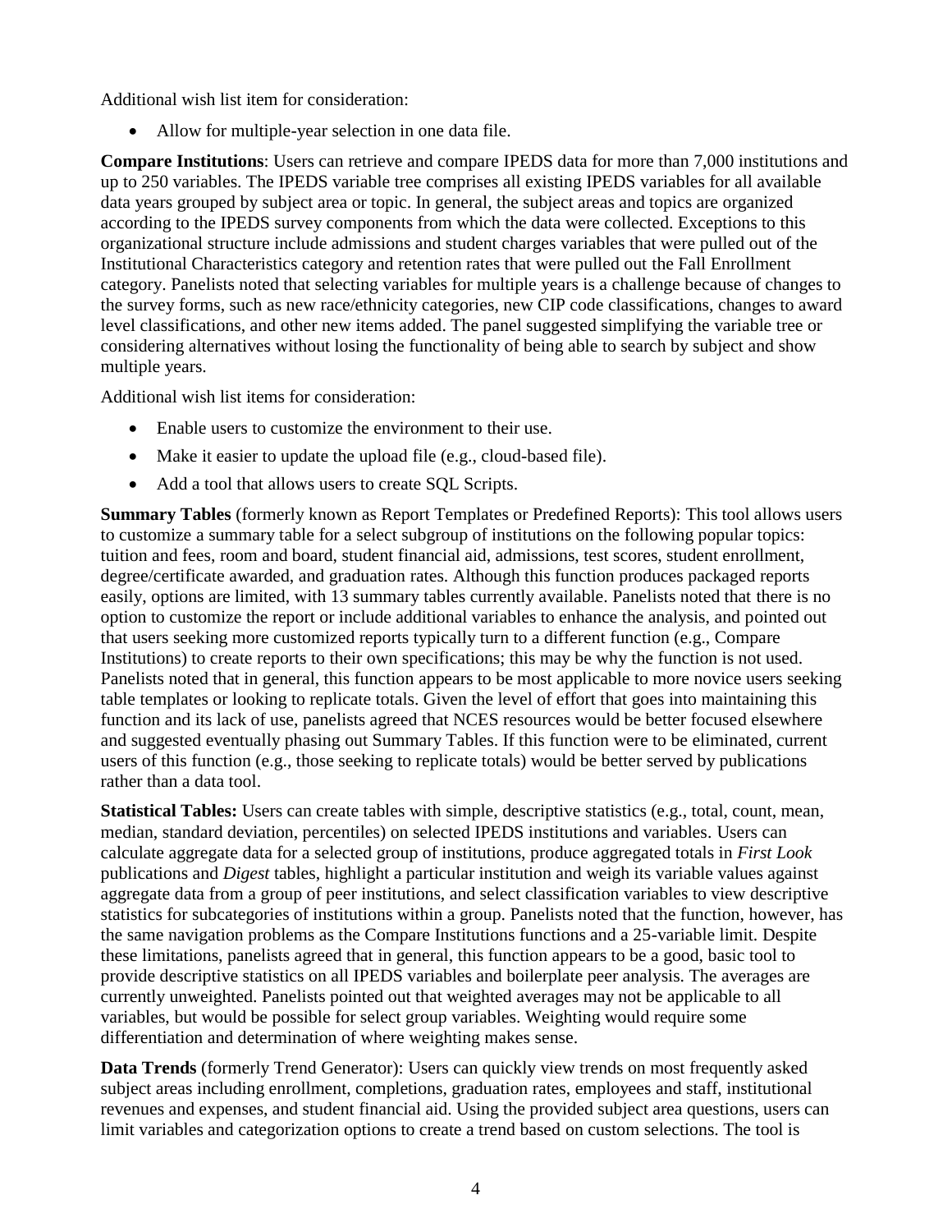Additional wish list item for consideration:

- Allow for multiple-year selection in one data file.

**Compare Institutions**: Users can retrieve and compare IPEDS data for more than 7,000 institutions and up to 250 variables. The IPEDS variable tree comprises all existing IPEDS variables for all available data years grouped by subject area or topic. In general, the subject areas and topics are organized according to the IPEDS survey components from which the data were collected. Exceptions to this organizational structure include admissions and student charges variables that were pulled out of the Institutional Characteristics category and retention rates that were pulled out the Fall Enrollment category. Panelists noted that selecting variables for multiple years is a challenge because of changes to the survey forms, such as new race/ethnicity categories, new CIP code classifications, changes to award level classifications, and other new items added. The panel suggested simplifying the variable tree or considering alternatives without losing the functionality of being able to search by subject and show multiple years.

Additional wish list items for consideration:

- Enable users to customize the environment to their use.
- Make it easier to update the upload file (e.g., cloud-based file).
- Add a tool that allows users to create SQL Scripts.

**Summary Tables** (formerly known as Report Templates or Predefined Reports): This tool allows users to customize a summary table for a select subgroup of institutions on the following popular topics: tuition and fees, room and board, student financial aid, admissions, test scores, student enrollment, degree/certificate awarded, and graduation rates. Although this function produces packaged reports easily, options are limited, with 13 summary tables currently available. Panelists noted that there is no option to customize the report or include additional variables to enhance the analysis, and pointed out that users seeking more customized reports typically turn to a different function (e.g., Compare Institutions) to create reports to their own specifications; this may be why the function is not used. Panelists noted that in general, this function appears to be most applicable to more novice users seeking table templates or looking to replicate totals. Given the level of effort that goes into maintaining this function and its lack of use, panelists agreed that NCES resources would be better focused elsewhere and suggested eventually phasing out Summary Tables. If this function were to be eliminated, current users of this function (e.g., those seeking to replicate totals) would be better served by publications rather than a data tool.

**Statistical Tables:** Users can create tables with simple, descriptive statistics (e.g., total, count, mean, median, standard deviation, percentiles) on selected IPEDS institutions and variables. Users can calculate aggregate data for a selected group of institutions, produce aggregated totals in *First Look* publications and *Digest* tables, highlight a particular institution and weigh its variable values against aggregate data from a group of peer institutions, and select classification variables to view descriptive statistics for subcategories of institutions within a group. Panelists noted that the function, however, has the same navigation problems as the Compare Institutions functions and a 25-variable limit. Despite these limitations, panelists agreed that in general, this function appears to be a good, basic tool to provide descriptive statistics on all IPEDS variables and boilerplate peer analysis. The averages are currently unweighted. Panelists pointed out that weighted averages may not be applicable to all variables, but would be possible for select group variables. Weighting would require some differentiation and determination of where weighting makes sense.

**Data Trends** (formerly Trend Generator): Users can quickly view trends on most frequently asked subject areas including enrollment, completions, graduation rates, employees and staff, institutional revenues and expenses, and student financial aid. Using the provided subject area questions, users can limit variables and categorization options to create a trend based on custom selections. The tool is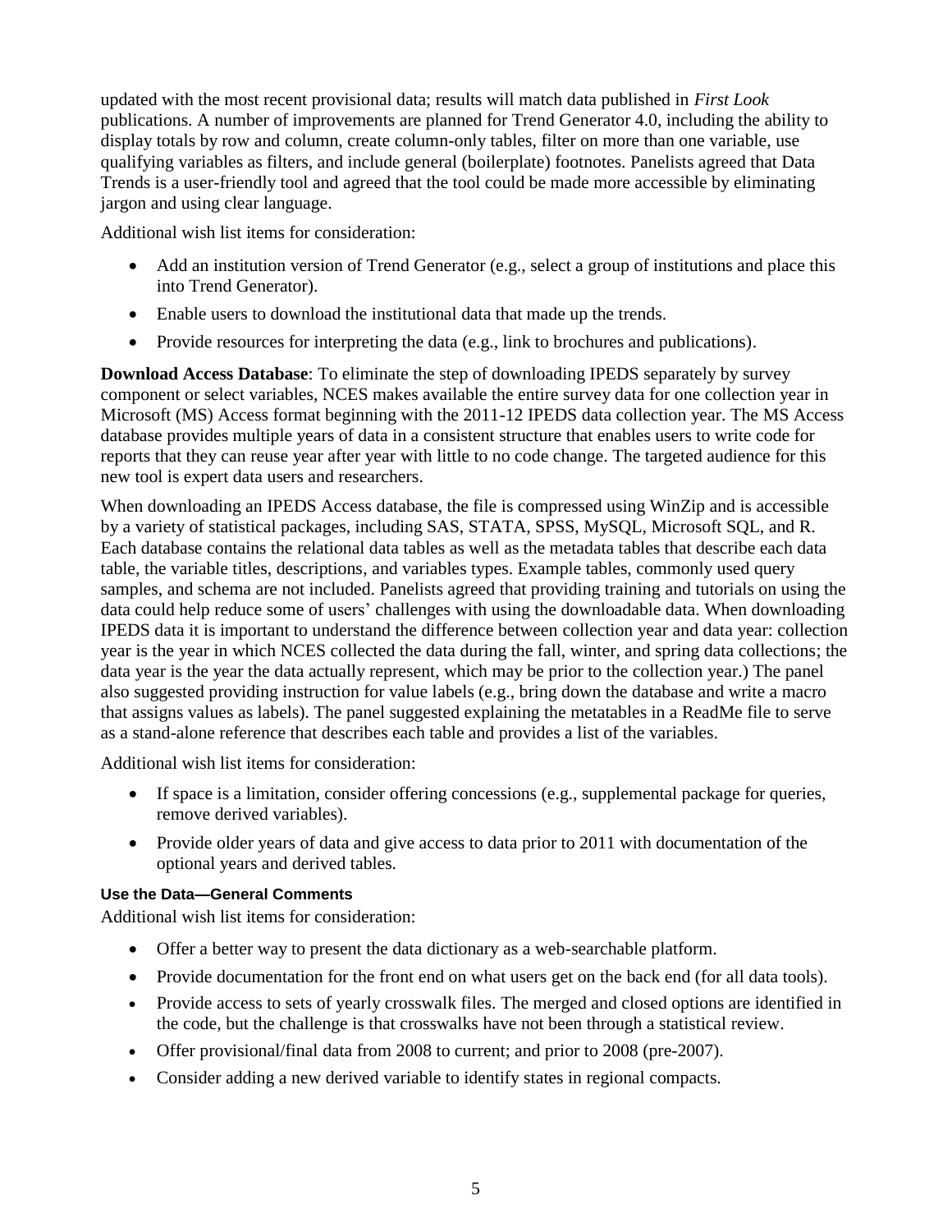updated with the most recent provisional data; results will match data published in *First Look* publications. A number of improvements are planned for Trend Generator 4.0, including the ability to display totals by row and column, create column-only tables, filter on more than one variable, use qualifying variables as filters, and include general (boilerplate) footnotes. Panelists agreed that Data Trends is a user-friendly tool and agreed that the tool could be made more accessible by eliminating jargon and using clear language.

Additional wish list items for consideration:

- Add an institution version of Trend Generator (e.g., select a group of institutions and place this into Trend Generator).
- Enable users to download the institutional data that made up the trends.
- Provide resources for interpreting the data (e.g., link to brochures and publications).

**Download Access Database**: To eliminate the step of downloading IPEDS separately by survey component or select variables, NCES makes available the entire survey data for one collection year in Microsoft (MS) Access format beginning with the 2011-12 IPEDS data collection year. The MS Access database provides multiple years of data in a consistent structure that enables users to write code for reports that they can reuse year after year with little to no code change. The targeted audience for this new tool is expert data users and researchers.

When downloading an IPEDS Access database, the file is compressed using WinZip and is accessible by a variety of statistical packages, including SAS, STATA, SPSS, MySQL, Microsoft SQL, and R. Each database contains the relational data tables as well as the metadata tables that describe each data table, the variable titles, descriptions, and variables types. Example tables, commonly used query samples, and schema are not included. Panelists agreed that providing training and tutorials on using the data could help reduce some of users' challenges with using the downloadable data. When downloading IPEDS data it is important to understand the difference between collection year and data year: collection year is the year in which NCES collected the data during the fall, winter, and spring data collections; the data year is the year the data actually represent, which may be prior to the collection year.) The panel also suggested providing instruction for value labels (e.g., bring down the database and write a macro that assigns values as labels). The panel suggested explaining the metatables in a ReadMe file to serve as a stand-alone reference that describes each table and provides a list of the variables.

Additional wish list items for consideration:

- If space is a limitation, consider offering concessions (e.g., supplemental package for queries, remove derived variables).
- Provide older years of data and give access to data prior to 2011 with documentation of the optional years and derived tables.

#### Use the Data—General Comments

Additional wish list items for consideration:

- Offer a better way to present the data dictionary as a web-searchable platform.
- Provide documentation for the front end on what users get on the back end (for all data tools).
- Provide access to sets of yearly crosswalk files. The merged and closed options are identified in the code, but the challenge is that crosswalks have not been through a statistical review.
- Offer provisional/final data from 2008 to current; and prior to 2008 (pre-2007).
- Consider adding a new derived variable to identify states in regional compacts.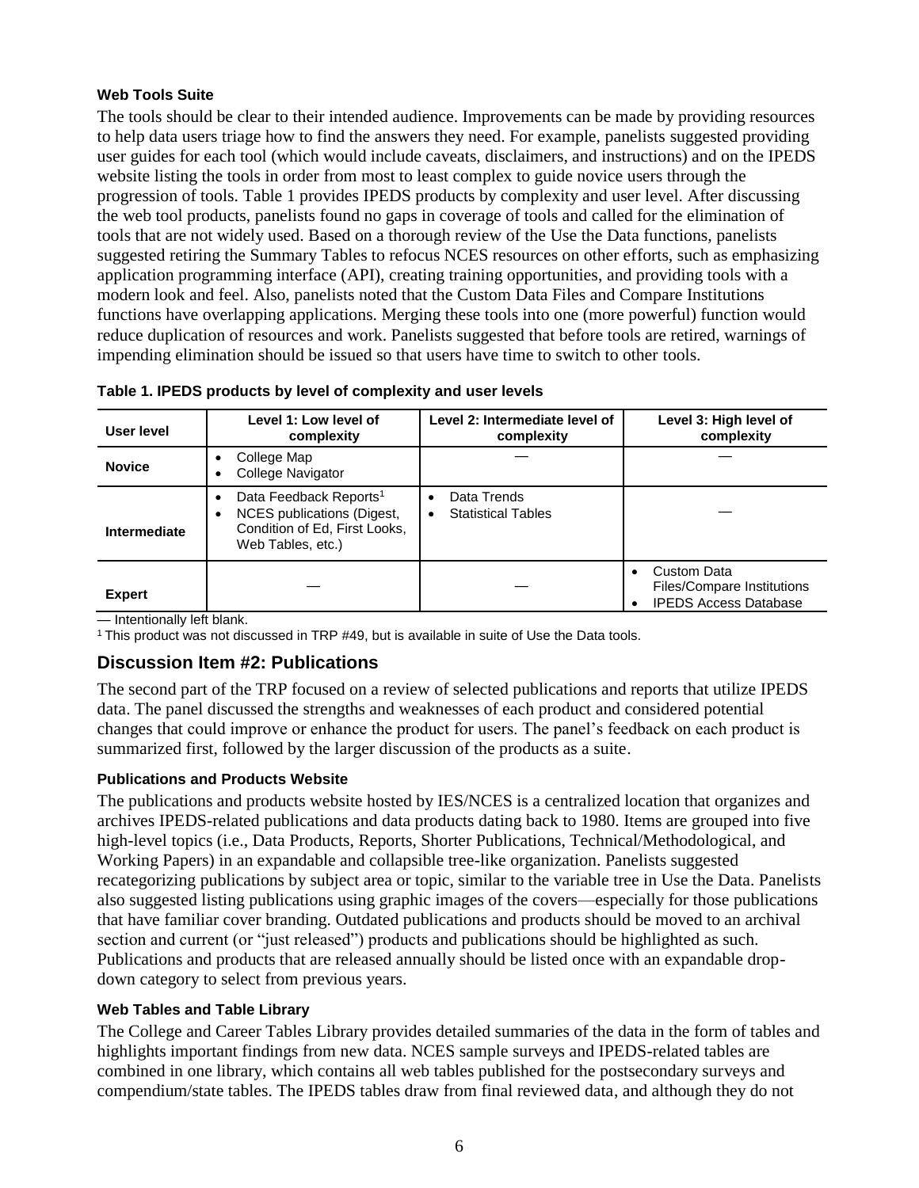### Web Tools Suite

The tools should be clear to their intended audience. Improvements can be made by providing resources to help data users triage how to find the answers they need. For example, panelists suggested providing user guides for each tool (which would include caveats, disclaimers, and instructions) and on the IPEDS website listing the tools in order from most to least complex to guide novice users through the progression of tools. Table 1 provides IPEDS products by complexity and user level. After discussing the web tool products, panelists found no gaps in coverage of tools and called for the elimination of tools that are not widely used. Based on a thorough review of the Use the Data functions, panelists suggested retiring the Summary Tables to refocus NCES resources on other efforts, such as emphasizing application programming interface (API), creating training opportunities, and providing tools with a modern look and feel. Also, panelists noted that the Custom Data Files and Compare Institutions functions have overlapping applications. Merging these tools into one (more powerful) function would reduce duplication of resources and work. Panelists suggested that before tools are retired, warnings of impending elimination should be issued so that users have time to switch to other tools.

**Table 1. IPEDS products by level of complexity and user levels**

| User level | Level 1: Low level of complexity | Level 2: Intermediate level of complexity | Level 3: High level of complexity |
|---|---|---|---|
| **Novice** | • College Map<br>• College Navigator | — | — |
| **Intermediate** | • Data Feedback Reports[1]<br>• NCES publications (Digest, Condition of Ed, First Looks, Web Tables, etc.) | • Data Trends<br>• Statistical Tables | — |
| **Expert** | — | — | • Custom Data Files/Compare Institutions<br>• IPEDS Access Database |

— Intentionally left blank.

[1] This product was not discussed in TRP #49, but is available in suite of Use the Data tools.

## Discussion Item #2: Publications

The second part of the TRP focused on a review of selected publications and reports that utilize IPEDS data. The panel discussed the strengths and weaknesses of each product and considered potential changes that could improve or enhance the product for users. The panel's feedback on each product is summarized first, followed by the larger discussion of the products as a suite.

### Publications and Products Website

The publications and products website hosted by IES/NCES is a centralized location that organizes and archives IPEDS-related publications and data products dating back to 1980. Items are grouped into five high-level topics (i.e., Data Products, Reports, Shorter Publications, Technical/Methodological, and Working Papers) in an expandable and collapsible tree-like organization. Panelists suggested recategorizing publications by subject area or topic, similar to the variable tree in Use the Data. Panelists also suggested listing publications using graphic images of the covers—especially for those publications that have familiar cover branding. Outdated publications and products should be moved to an archival section and current (or "just released") products and publications should be highlighted as such. Publications and products that are released annually should be listed once with an expandable drop-down category to select from previous years.

### Web Tables and Table Library

The College and Career Tables Library provides detailed summaries of the data in the form of tables and highlights important findings from new data. NCES sample surveys and IPEDS-related tables are combined in one library, which contains all web tables published for the postsecondary surveys and compendium/state tables. The IPEDS tables draw from final reviewed data, and although they do not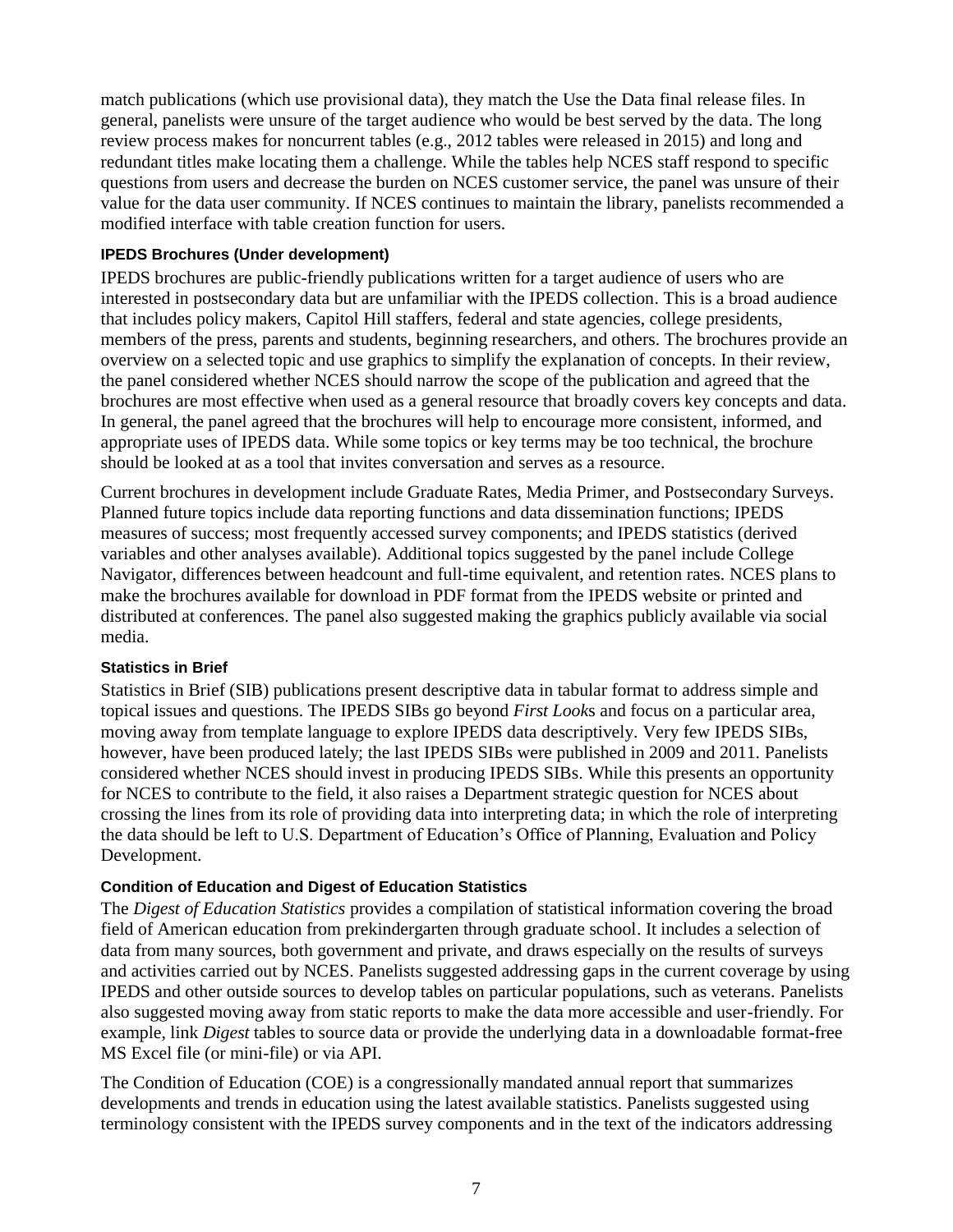match publications (which use provisional data), they match the Use the Data final release files. In general, panelists were unsure of the target audience who would be best served by the data. The long review process makes for noncurrent tables (e.g., 2012 tables were released in 2015) and long and redundant titles make locating them a challenge. While the tables help NCES staff respond to specific questions from users and decrease the burden on NCES customer service, the panel was unsure of their value for the data user community. If NCES continues to maintain the library, panelists recommended a modified interface with table creation function for users.

#### IPEDS Brochures (Under development)

IPEDS brochures are public-friendly publications written for a target audience of users who are interested in postsecondary data but are unfamiliar with the IPEDS collection. This is a broad audience that includes policy makers, Capitol Hill staffers, federal and state agencies, college presidents, members of the press, parents and students, beginning researchers, and others. The brochures provide an overview on a selected topic and use graphics to simplify the explanation of concepts. In their review, the panel considered whether NCES should narrow the scope of the publication and agreed that the brochures are most effective when used as a general resource that broadly covers key concepts and data. In general, the panel agreed that the brochures will help to encourage more consistent, informed, and appropriate uses of IPEDS data. While some topics or key terms may be too technical, the brochure should be looked at as a tool that invites conversation and serves as a resource.

Current brochures in development include Graduate Rates, Media Primer, and Postsecondary Surveys. Planned future topics include data reporting functions and data dissemination functions; IPEDS measures of success; most frequently accessed survey components; and IPEDS statistics (derived variables and other analyses available). Additional topics suggested by the panel include College Navigator, differences between headcount and full-time equivalent, and retention rates. NCES plans to make the brochures available for download in PDF format from the IPEDS website or printed and distributed at conferences. The panel also suggested making the graphics publicly available via social media.

#### Statistics in Brief

Statistics in Brief (SIB) publications present descriptive data in tabular format to address simple and topical issues and questions. The IPEDS SIBs go beyond *First Look*s and focus on a particular area, moving away from template language to explore IPEDS data descriptively. Very few IPEDS SIBs, however, have been produced lately; the last IPEDS SIBs were published in 2009 and 2011. Panelists considered whether NCES should invest in producing IPEDS SIBs. While this presents an opportunity for NCES to contribute to the field, it also raises a Department strategic question for NCES about crossing the lines from its role of providing data into interpreting data; in which the role of interpreting the data should be left to U.S. Department of Education's Office of Planning, Evaluation and Policy Development.

#### Condition of Education and Digest of Education Statistics

The *Digest of Education Statistics* provides a compilation of statistical information covering the broad field of American education from prekindergarten through graduate school. It includes a selection of data from many sources, both government and private, and draws especially on the results of surveys and activities carried out by NCES. Panelists suggested addressing gaps in the current coverage by using IPEDS and other outside sources to develop tables on particular populations, such as veterans. Panelists also suggested moving away from static reports to make the data more accessible and user-friendly. For example, link *Digest* tables to source data or provide the underlying data in a downloadable format-free MS Excel file (or mini-file) or via API.

The Condition of Education (COE) is a congressionally mandated annual report that summarizes developments and trends in education using the latest available statistics. Panelists suggested using terminology consistent with the IPEDS survey components and in the text of the indicators addressing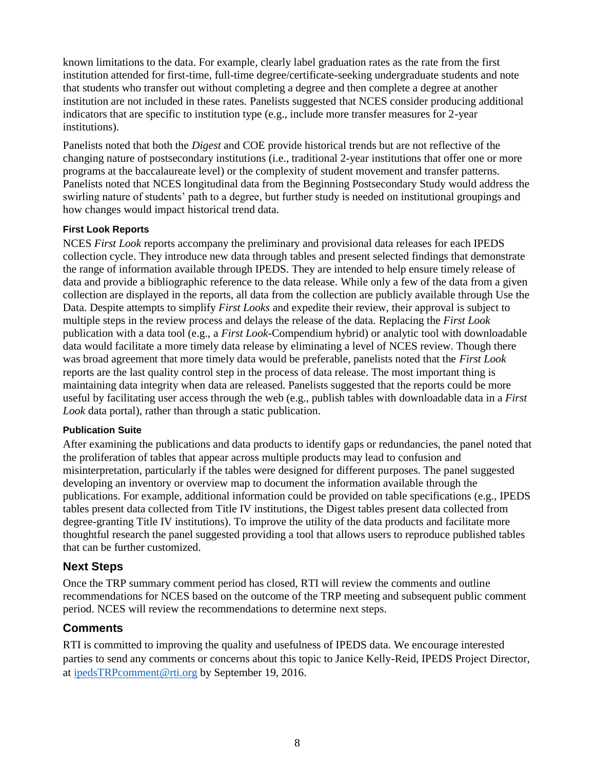known limitations to the data. For example, clearly label graduation rates as the rate from the first institution attended for first-time, full-time degree/certificate-seeking undergraduate students and note that students who transfer out without completing a degree and then complete a degree at another institution are not included in these rates. Panelists suggested that NCES consider producing additional indicators that are specific to institution type (e.g., include more transfer measures for 2-year institutions).

Panelists noted that both the *Digest* and COE provide historical trends but are not reflective of the changing nature of postsecondary institutions (i.e., traditional 2-year institutions that offer one or more programs at the baccalaureate level) or the complexity of student movement and transfer patterns. Panelists noted that NCES longitudinal data from the Beginning Postsecondary Study would address the swirling nature of students' path to a degree, but further study is needed on institutional groupings and how changes would impact historical trend data.

#### First Look Reports

NCES *First Look* reports accompany the preliminary and provisional data releases for each IPEDS collection cycle. They introduce new data through tables and present selected findings that demonstrate the range of information available through IPEDS. They are intended to help ensure timely release of data and provide a bibliographic reference to the data release. While only a few of the data from a given collection are displayed in the reports, all data from the collection are publicly available through Use the Data. Despite attempts to simplify *First Looks* and expedite their review, their approval is subject to multiple steps in the review process and delays the release of the data. Replacing the *First Look* publication with a data tool (e.g., a *First Look*-Compendium hybrid) or analytic tool with downloadable data would facilitate a more timely data release by eliminating a level of NCES review. Though there was broad agreement that more timely data would be preferable, panelists noted that the *First Look* reports are the last quality control step in the process of data release. The most important thing is maintaining data integrity when data are released. Panelists suggested that the reports could be more useful by facilitating user access through the web (e.g., publish tables with downloadable data in a *First Look* data portal), rather than through a static publication.

#### Publication Suite

After examining the publications and data products to identify gaps or redundancies, the panel noted that the proliferation of tables that appear across multiple products may lead to confusion and misinterpretation, particularly if the tables were designed for different purposes. The panel suggested developing an inventory or overview map to document the information available through the publications. For example, additional information could be provided on table specifications (e.g., IPEDS tables present data collected from Title IV institutions, the Digest tables present data collected from degree-granting Title IV institutions). To improve the utility of the data products and facilitate more thoughtful research the panel suggested providing a tool that allows users to reproduce published tables that can be further customized.

## Next Steps

Once the TRP summary comment period has closed, RTI will review the comments and outline recommendations for NCES based on the outcome of the TRP meeting and subsequent public comment period. NCES will review the recommendations to determine next steps.

## Comments

RTI is committed to improving the quality and usefulness of IPEDS data. We encourage interested parties to send any comments or concerns about this topic to Janice Kelly-Reid, IPEDS Project Director, at ipedsTRPcomment@rti.org by September 19, 2016.